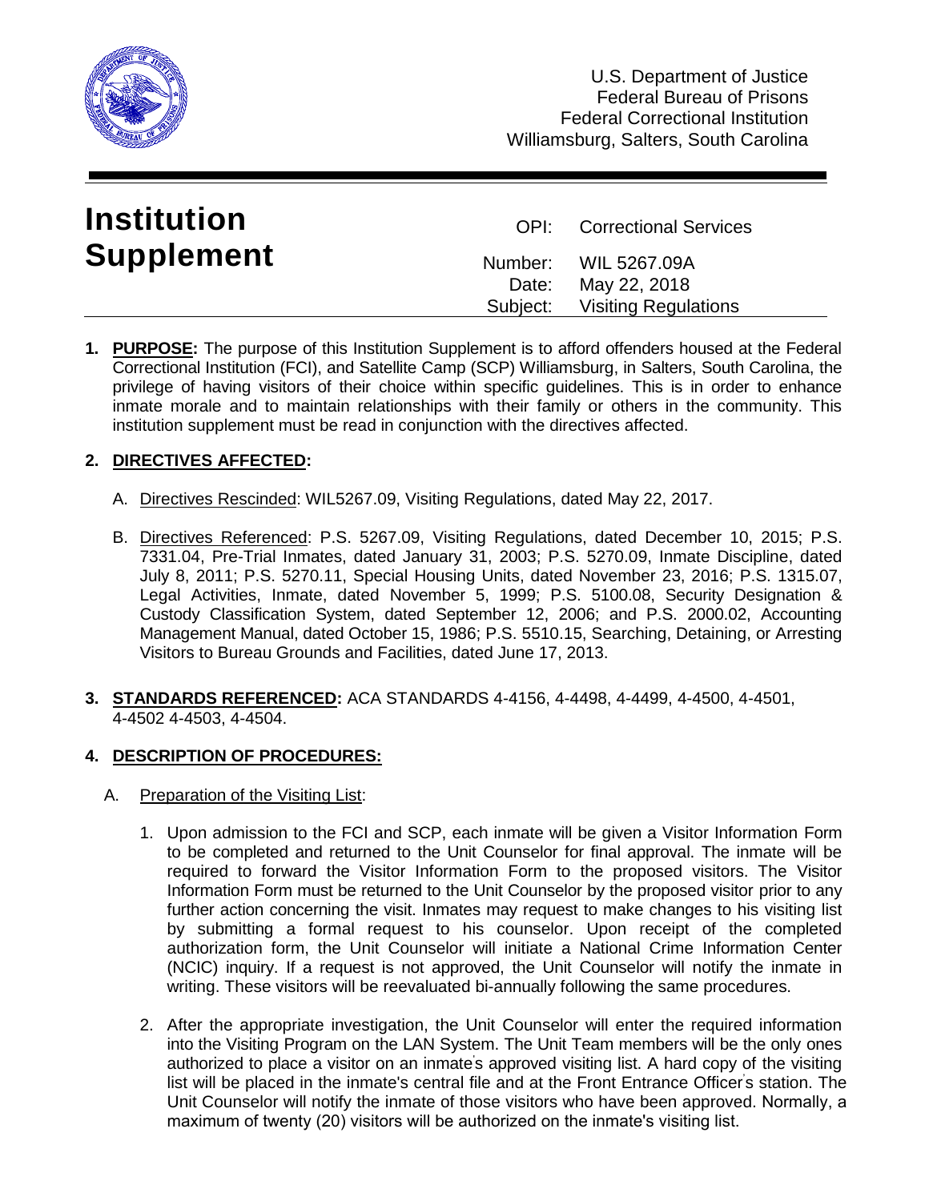U.S. Department of Justice
Federal Bureau of Prisons
Federal Correctional Institution
Williamsburg, Salters, South Carolina

# Institution Supplement

| | |
|---|---|
| OPI: | Correctional Services |
| Number: | WIL 5267.09A |
| Date: | May 22, 2018 |
| Subject: | Visiting Regulations |

**1. PURPOSE:** The purpose of this Institution Supplement is to afford offenders housed at the Federal Correctional Institution (FCI), and Satellite Camp (SCP) Williamsburg, in Salters, South Carolina, the privilege of having visitors of their choice within specific guidelines. This is in order to enhance inmate morale and to maintain relationships with their family or others in the community. This institution supplement must be read in conjunction with the directives affected.

**2. DIRECTIVES AFFECTED:**

A. Directives Rescinded: WIL5267.09, Visiting Regulations, dated May 22, 2017.

B. Directives Referenced: P.S. 5267.09, Visiting Regulations, dated December 10, 2015; P.S. 7331.04, Pre-Trial Inmates, dated January 31, 2003; P.S. 5270.09, Inmate Discipline, dated July 8, 2011; P.S. 5270.11, Special Housing Units, dated November 23, 2016; P.S. 1315.07, Legal Activities, Inmate, dated November 5, 1999; P.S. 5100.08, Security Designation & Custody Classification System, dated September 12, 2006; and P.S. 2000.02, Accounting Management Manual, dated October 15, 1986; P.S. 5510.15, Searching, Detaining, or Arresting Visitors to Bureau Grounds and Facilities, dated June 17, 2013.

**3. STANDARDS REFERENCED:** ACA STANDARDS 4-4156, 4-4498, 4-4499, 4-4500, 4-4501, 4-4502 4-4503, 4-4504.

**4. DESCRIPTION OF PROCEDURES:**

A. Preparation of the Visiting List:

1. Upon admission to the FCI and SCP, each inmate will be given a Visitor Information Form to be completed and returned to the Unit Counselor for final approval. The inmate will be required to forward the Visitor Information Form to the proposed visitors. The Visitor Information Form must be returned to the Unit Counselor by the proposed visitor prior to any further action concerning the visit. Inmates may request to make changes to his visiting list by submitting a formal request to his counselor. Upon receipt of the completed authorization form, the Unit Counselor will initiate a National Crime Information Center (NCIC) inquiry. If a request is not approved, the Unit Counselor will notify the inmate in writing. These visitors will be reevaluated bi-annually following the same procedures.

2. After the appropriate investigation, the Unit Counselor will enter the required information into the Visiting Program on the LAN System. The Unit Team members will be the only ones authorized to place a visitor on an inmate's approved visiting list. A hard copy of the visiting list will be placed in the inmate's central file and at the Front Entrance Officer's station. The Unit Counselor will notify the inmate of those visitors who have been approved. Normally, a maximum of twenty (20) visitors will be authorized on the inmate's visiting list.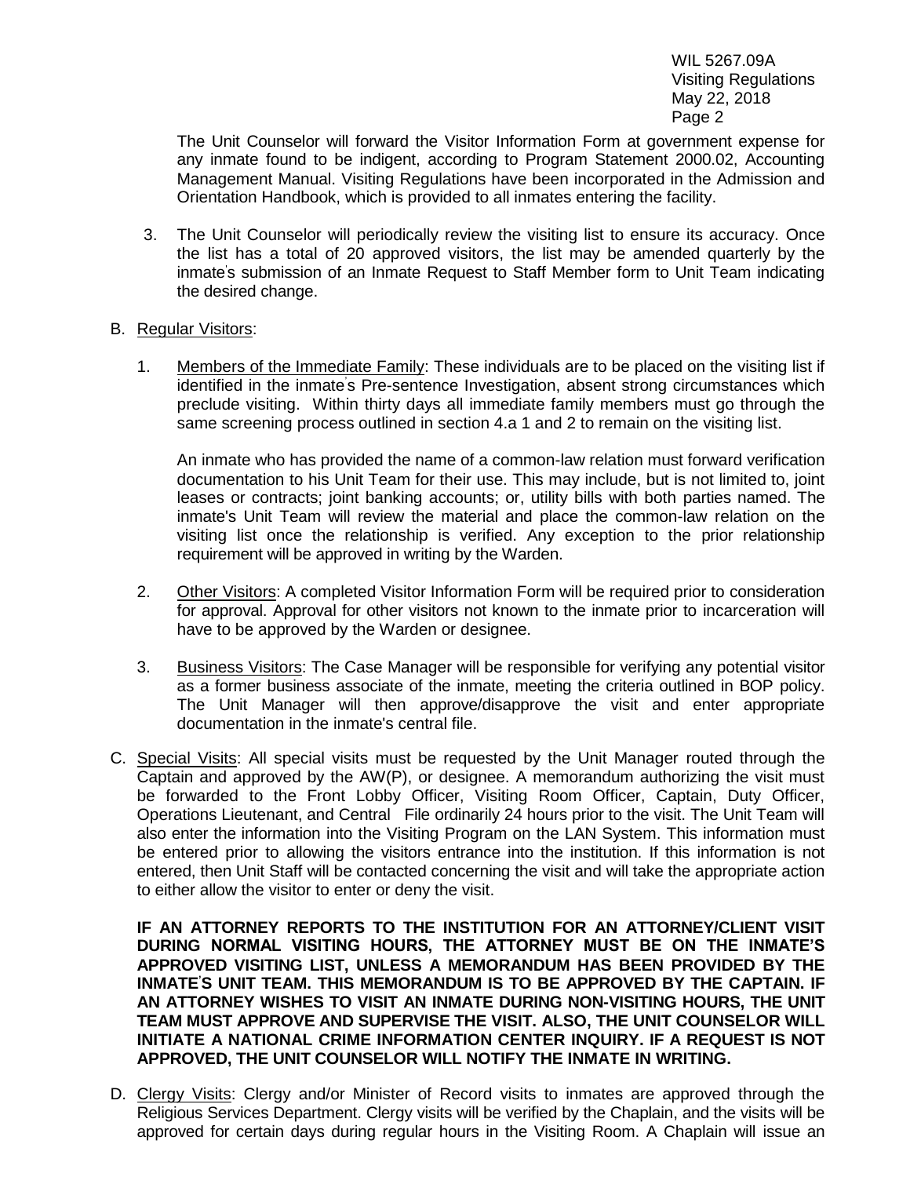The Unit Counselor will forward the Visitor Information Form at government expense for any inmate found to be indigent, according to Program Statement 2000.02, Accounting Management Manual. Visiting Regulations have been incorporated in the Admission and Orientation Handbook, which is provided to all inmates entering the facility.

3. The Unit Counselor will periodically review the visiting list to ensure its accuracy. Once the list has a total of 20 approved visitors, the list may be amended quarterly by the inmate's submission of an Inmate Request to Staff Member form to Unit Team indicating the desired change.

B. Regular Visitors:

1. Members of the Immediate Family: These individuals are to be placed on the visiting list if identified in the inmate's Pre-sentence Investigation, absent strong circumstances which preclude visiting. Within thirty days all immediate family members must go through the same screening process outlined in section 4.a 1 and 2 to remain on the visiting list.

   An inmate who has provided the name of a common-law relation must forward verification documentation to his Unit Team for their use. This may include, but is not limited to, joint leases or contracts; joint banking accounts; or, utility bills with both parties named. The inmate's Unit Team will review the material and place the common-law relation on the visiting list once the relationship is verified. Any exception to the prior relationship requirement will be approved in writing by the Warden.

2. Other Visitors: A completed Visitor Information Form will be required prior to consideration for approval. Approval for other visitors not known to the inmate prior to incarceration will have to be approved by the Warden or designee.

3. Business Visitors: The Case Manager will be responsible for verifying any potential visitor as a former business associate of the inmate, meeting the criteria outlined in BOP policy. The Unit Manager will then approve/disapprove the visit and enter appropriate documentation in the inmate's central file.

C. Special Visits: All special visits must be requested by the Unit Manager routed through the Captain and approved by the AW(P), or designee. A memorandum authorizing the visit must be forwarded to the Front Lobby Officer, Visiting Room Officer, Captain, Duty Officer, Operations Lieutenant, and Central File ordinarily 24 hours prior to the visit. The Unit Team will also enter the information into the Visiting Program on the LAN System. This information must be entered prior to allowing the visitors entrance into the institution. If this information is not entered, then Unit Staff will be contacted concerning the visit and will take the appropriate action to either allow the visitor to enter or deny the visit.

**IF AN ATTORNEY REPORTS TO THE INSTITUTION FOR AN ATTORNEY/CLIENT VISIT DURING NORMAL VISITING HOURS, THE ATTORNEY MUST BE ON THE INMATE'S APPROVED VISITING LIST, UNLESS A MEMORANDUM HAS BEEN PROVIDED BY THE INMATE'S UNIT TEAM. THIS MEMORANDUM IS TO BE APPROVED BY THE CAPTAIN. IF AN ATTORNEY WISHES TO VISIT AN INMATE DURING NON-VISITING HOURS, THE UNIT TEAM MUST APPROVE AND SUPERVISE THE VISIT. ALSO, THE UNIT COUNSELOR WILL INITIATE A NATIONAL CRIME INFORMATION CENTER INQUIRY. IF A REQUEST IS NOT APPROVED, THE UNIT COUNSELOR WILL NOTIFY THE INMATE IN WRITING.**

D. Clergy Visits: Clergy and/or Minister of Record visits to inmates are approved through the Religious Services Department. Clergy visits will be verified by the Chaplain, and the visits will be approved for certain days during regular hours in the Visiting Room. A Chaplain will issue an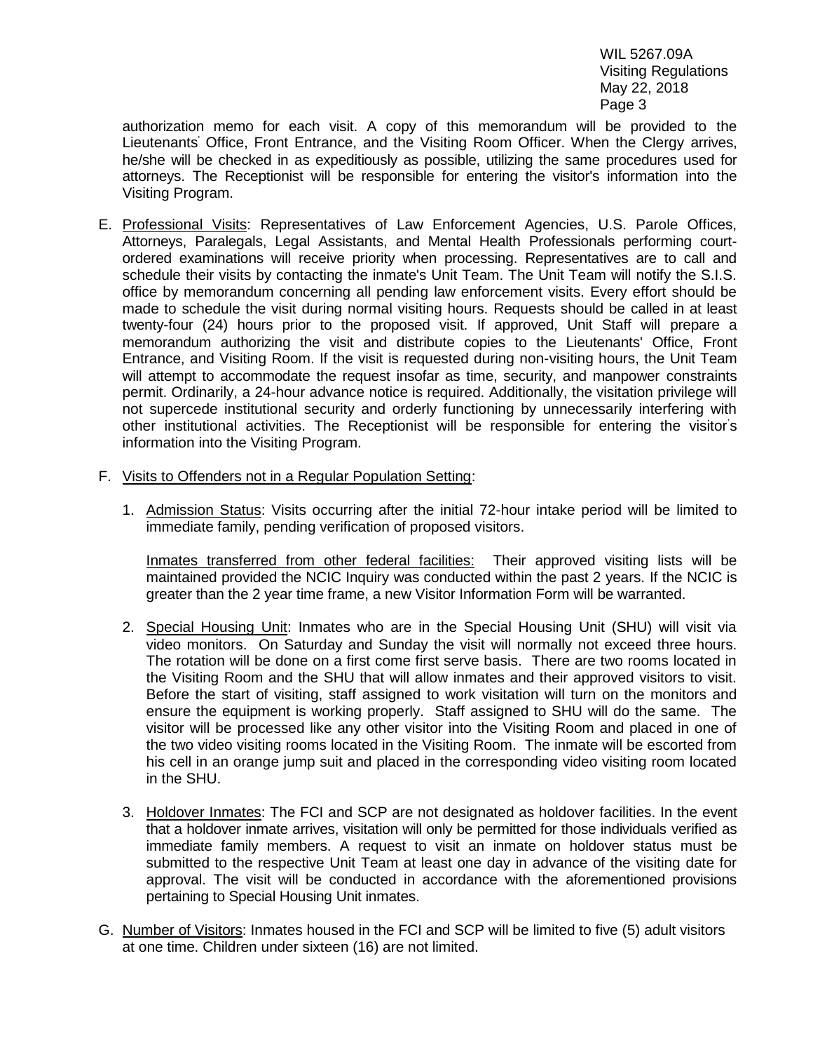authorization memo for each visit. A copy of this memorandum will be provided to the Lieutenants' Office, Front Entrance, and the Visiting Room Officer. When the Clergy arrives, he/she will be checked in as expeditiously as possible, utilizing the same procedures used for attorneys. The Receptionist will be responsible for entering the visitor's information into the Visiting Program.

E. <u>Professional Visits</u>: Representatives of Law Enforcement Agencies, U.S. Parole Offices, Attorneys, Paralegals, Legal Assistants, and Mental Health Professionals performing court-ordered examinations will receive priority when processing. Representatives are to call and schedule their visits by contacting the inmate's Unit Team. The Unit Team will notify the S.I.S. office by memorandum concerning all pending law enforcement visits. Every effort should be made to schedule the visit during normal visiting hours. Requests should be called in at least twenty-four (24) hours prior to the proposed visit. If approved, Unit Staff will prepare a memorandum authorizing the visit and distribute copies to the Lieutenants' Office, Front Entrance, and Visiting Room. If the visit is requested during non-visiting hours, the Unit Team will attempt to accommodate the request insofar as time, security, and manpower constraints permit. Ordinarily, a 24-hour advance notice is required. Additionally, the visitation privilege will not supercede institutional security and orderly functioning by unnecessarily interfering with other institutional activities. The Receptionist will be responsible for entering the visitor's information into the Visiting Program.

F. <u>Visits to Offenders not in a Regular Population Setting</u>:

1. <u>Admission Status</u>: Visits occurring after the initial 72-hour intake period will be limited to immediate family, pending verification of proposed visitors.

   <u>Inmates transferred from other federal facilities:</u> Their approved visiting lists will be maintained provided the NCIC Inquiry was conducted within the past 2 years. If the NCIC is greater than the 2 year time frame, a new Visitor Information Form will be warranted.

2. <u>Special Housing Unit</u>: Inmates who are in the Special Housing Unit (SHU) will visit via video monitors. On Saturday and Sunday the visit will normally not exceed three hours. The rotation will be done on a first come first serve basis. There are two rooms located in the Visiting Room and the SHU that will allow inmates and their approved visitors to visit. Before the start of visiting, staff assigned to work visitation will turn on the monitors and ensure the equipment is working properly. Staff assigned to SHU will do the same. The visitor will be processed like any other visitor into the Visiting Room and placed in one of the two video visiting rooms located in the Visiting Room. The inmate will be escorted from his cell in an orange jump suit and placed in the corresponding video visiting room located in the SHU.

3. <u>Holdover Inmates</u>: The FCI and SCP are not designated as holdover facilities. In the event that a holdover inmate arrives, visitation will only be permitted for those individuals verified as immediate family members. A request to visit an inmate on holdover status must be submitted to the respective Unit Team at least one day in advance of the visiting date for approval. The visit will be conducted in accordance with the aforementioned provisions pertaining to Special Housing Unit inmates.

G. <u>Number of Visitors</u>: Inmates housed in the FCI and SCP will be limited to five (5) adult visitors at one time. Children under sixteen (16) are not limited.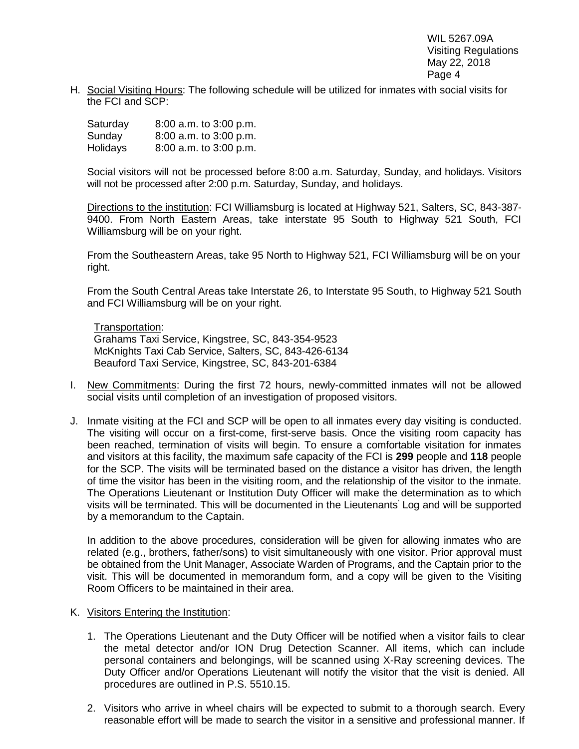H. <u>Social Visiting Hours</u>: The following schedule will be utilized for inmates with social visits for the FCI and SCP:

| | |
|---|---|
| Saturday | 8:00 a.m. to 3:00 p.m. |
| Sunday | 8:00 a.m. to 3:00 p.m. |
| Holidays | 8:00 a.m. to 3:00 p.m. |

Social visitors will not be processed before 8:00 a.m. Saturday, Sunday, and holidays. Visitors will not be processed after 2:00 p.m. Saturday, Sunday, and holidays.

<u>Directions to the institution</u>: FCI Williamsburg is located at Highway 521, Salters, SC, 843-387-9400. From North Eastern Areas, take interstate 95 South to Highway 521 South, FCI Williamsburg will be on your right.

From the Southeastern Areas, take 95 North to Highway 521, FCI Williamsburg will be on your right.

From the South Central Areas take Interstate 26, to Interstate 95 South, to Highway 521 South and FCI Williamsburg will be on your right.

<u>Transportation</u>:
Grahams Taxi Service, Kingstree, SC, 843-354-9523
McKnights Taxi Cab Service, Salters, SC, 843-426-6134
Beauford Taxi Service, Kingstree, SC, 843-201-6384

I. <u>New Commitments</u>: During the first 72 hours, newly-committed inmates will not be allowed social visits until completion of an investigation of proposed visitors.

J. Inmate visiting at the FCI and SCP will be open to all inmates every day visiting is conducted. The visiting will occur on a first-come, first-serve basis. Once the visiting room capacity has been reached, termination of visits will begin. To ensure a comfortable visitation for inmates and visitors at this facility, the maximum safe capacity of the FCI is **299** people and **118** people for the SCP. The visits will be terminated based on the distance a visitor has driven, the length of time the visitor has been in the visiting room, and the relationship of the visitor to the inmate. The Operations Lieutenant or Institution Duty Officer will make the determination as to which visits will be terminated. This will be documented in the Lieutenants' Log and will be supported by a memorandum to the Captain.

   In addition to the above procedures, consideration will be given for allowing inmates who are related (e.g., brothers, father/sons) to visit simultaneously with one visitor. Prior approval must be obtained from the Unit Manager, Associate Warden of Programs, and the Captain prior to the visit. This will be documented in memorandum form, and a copy will be given to the Visiting Room Officers to be maintained in their area.

K. <u>Visitors Entering the Institution</u>:

   1. The Operations Lieutenant and the Duty Officer will be notified when a visitor fails to clear the metal detector and/or ION Drug Detection Scanner. All items, which can include personal containers and belongings, will be scanned using X-Ray screening devices. The Duty Officer and/or Operations Lieutenant will notify the visitor that the visit is denied. All procedures are outlined in P.S. 5510.15.

   2. Visitors who arrive in wheel chairs will be expected to submit to a thorough search. Every reasonable effort will be made to search the visitor in a sensitive and professional manner. If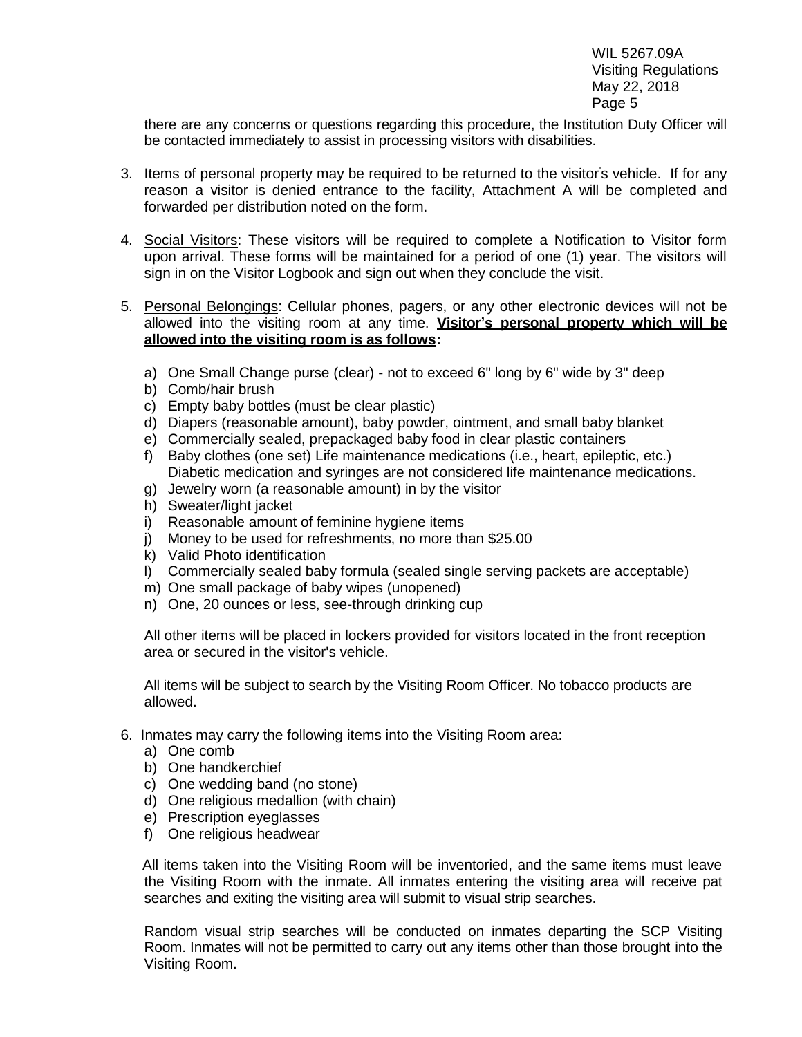there are any concerns or questions regarding this procedure, the Institution Duty Officer will be contacted immediately to assist in processing visitors with disabilities.

3. Items of personal property may be required to be returned to the visitor's vehicle. If for any reason a visitor is denied entrance to the facility, Attachment A will be completed and forwarded per distribution noted on the form.

4. <u>Social Visitors</u>: These visitors will be required to complete a Notification to Visitor form upon arrival. These forms will be maintained for a period of one (1) year. The visitors will sign in on the Visitor Logbook and sign out when they conclude the visit.

5. <u>Personal Belongings</u>: Cellular phones, pagers, or any other electronic devices will not be allowed into the visiting room at any time. **<u>Visitor's personal property which will be allowed into the visiting room is as follows</u>:**

   a) One Small Change purse (clear) - not to exceed 6" long by 6" wide by 3" deep
   b) Comb/hair brush
   c) <u>Empty</u> baby bottles (must be clear plastic)
   d) Diapers (reasonable amount), baby powder, ointment, and small baby blanket
   e) Commercially sealed, prepackaged baby food in clear plastic containers
   f) Baby clothes (one set) Life maintenance medications (i.e., heart, epileptic, etc.) Diabetic medication and syringes are not considered life maintenance medications.
   g) Jewelry worn (a reasonable amount) in by the visitor
   h) Sweater/light jacket
   i) Reasonable amount of feminine hygiene items
   j) Money to be used for refreshments, no more than $25.00
   k) Valid Photo identification
   l) Commercially sealed baby formula (sealed single serving packets are acceptable)
   m) One small package of baby wipes (unopened)
   n) One, 20 ounces or less, see-through drinking cup

   All other items will be placed in lockers provided for visitors located in the front reception area or secured in the visitor's vehicle.

   All items will be subject to search by the Visiting Room Officer. No tobacco products are allowed.

6. Inmates may carry the following items into the Visiting Room area:
   a) One comb
   b) One handkerchief
   c) One wedding band (no stone)
   d) One religious medallion (with chain)
   e) Prescription eyeglasses
   f) One religious headwear

   All items taken into the Visiting Room will be inventoried, and the same items must leave the Visiting Room with the inmate. All inmates entering the visiting area will receive pat searches and exiting the visiting area will submit to visual strip searches.

   Random visual strip searches will be conducted on inmates departing the SCP Visiting Room. Inmates will not be permitted to carry out any items other than those brought into the Visiting Room.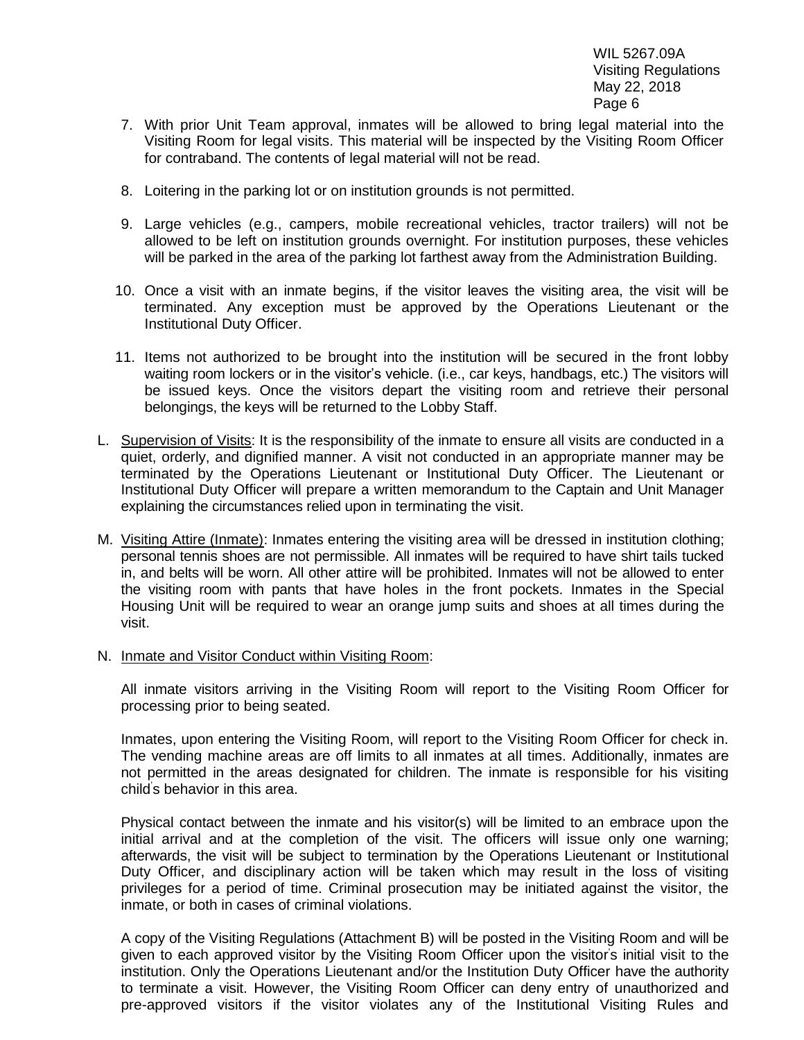7. With prior Unit Team approval, inmates will be allowed to bring legal material into the Visiting Room for legal visits. This material will be inspected by the Visiting Room Officer for contraband. The contents of legal material will not be read.

8. Loitering in the parking lot or on institution grounds is not permitted.

9. Large vehicles (e.g., campers, mobile recreational vehicles, tractor trailers) will not be allowed to be left on institution grounds overnight. For institution purposes, these vehicles will be parked in the area of the parking lot farthest away from the Administration Building.

10. Once a visit with an inmate begins, if the visitor leaves the visiting area, the visit will be terminated. Any exception must be approved by the Operations Lieutenant or the Institutional Duty Officer.

11. Items not authorized to be brought into the institution will be secured in the front lobby waiting room lockers or in the visitor's vehicle. (i.e., car keys, handbags, etc.) The visitors will be issued keys. Once the visitors depart the visiting room and retrieve their personal belongings, the keys will be returned to the Lobby Staff.

L. Supervision of Visits: It is the responsibility of the inmate to ensure all visits are conducted in a quiet, orderly, and dignified manner. A visit not conducted in an appropriate manner may be terminated by the Operations Lieutenant or Institutional Duty Officer. The Lieutenant or Institutional Duty Officer will prepare a written memorandum to the Captain and Unit Manager explaining the circumstances relied upon in terminating the visit.

M. Visiting Attire (Inmate): Inmates entering the visiting area will be dressed in institution clothing; personal tennis shoes are not permissible. All inmates will be required to have shirt tails tucked in, and belts will be worn. All other attire will be prohibited. Inmates will not be allowed to enter the visiting room with pants that have holes in the front pockets. Inmates in the Special Housing Unit will be required to wear an orange jump suits and shoes at all times during the visit.

N. Inmate and Visitor Conduct within Visiting Room:

All inmate visitors arriving in the Visiting Room will report to the Visiting Room Officer for processing prior to being seated.

Inmates, upon entering the Visiting Room, will report to the Visiting Room Officer for check in. The vending machine areas are off limits to all inmates at all times. Additionally, inmates are not permitted in the areas designated for children. The inmate is responsible for his visiting child's behavior in this area.

Physical contact between the inmate and his visitor(s) will be limited to an embrace upon the initial arrival and at the completion of the visit. The officers will issue only one warning; afterwards, the visit will be subject to termination by the Operations Lieutenant or Institutional Duty Officer, and disciplinary action will be taken which may result in the loss of visiting privileges for a period of time. Criminal prosecution may be initiated against the visitor, the inmate, or both in cases of criminal violations.

A copy of the Visiting Regulations (Attachment B) will be posted in the Visiting Room and will be given to each approved visitor by the Visiting Room Officer upon the visitor's initial visit to the institution. Only the Operations Lieutenant and/or the Institution Duty Officer have the authority to terminate a visit. However, the Visiting Room Officer can deny entry of unauthorized and pre-approved visitors if the visitor violates any of the Institutional Visiting Rules and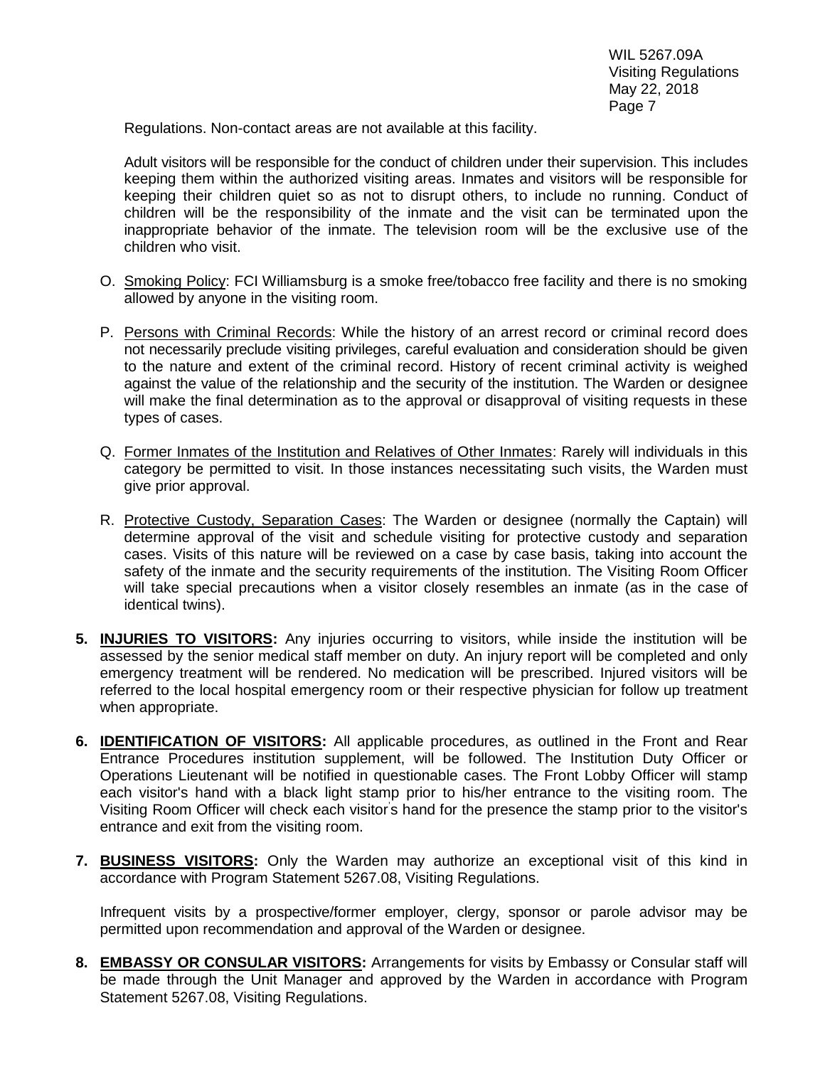Regulations. Non-contact areas are not available at this facility.

Adult visitors will be responsible for the conduct of children under their supervision. This includes keeping them within the authorized visiting areas. Inmates and visitors will be responsible for keeping their children quiet so as not to disrupt others, to include no running. Conduct of children will be the responsibility of the inmate and the visit can be terminated upon the inappropriate behavior of the inmate. The television room will be the exclusive use of the children who visit.

O. Smoking Policy: FCI Williamsburg is a smoke free/tobacco free facility and there is no smoking allowed by anyone in the visiting room.

P. Persons with Criminal Records: While the history of an arrest record or criminal record does not necessarily preclude visiting privileges, careful evaluation and consideration should be given to the nature and extent of the criminal record. History of recent criminal activity is weighed against the value of the relationship and the security of the institution. The Warden or designee will make the final determination as to the approval or disapproval of visiting requests in these types of cases.

Q. Former Inmates of the Institution and Relatives of Other Inmates: Rarely will individuals in this category be permitted to visit. In those instances necessitating such visits, the Warden must give prior approval.

R. Protective Custody, Separation Cases: The Warden or designee (normally the Captain) will determine approval of the visit and schedule visiting for protective custody and separation cases. Visits of this nature will be reviewed on a case by case basis, taking into account the safety of the inmate and the security requirements of the institution. The Visiting Room Officer will take special precautions when a visitor closely resembles an inmate (as in the case of identical twins).

**5. INJURIES TO VISITORS:** Any injuries occurring to visitors, while inside the institution will be assessed by the senior medical staff member on duty. An injury report will be completed and only emergency treatment will be rendered. No medication will be prescribed. Injured visitors will be referred to the local hospital emergency room or their respective physician for follow up treatment when appropriate.

**6. IDENTIFICATION OF VISITORS:** All applicable procedures, as outlined in the Front and Rear Entrance Procedures institution supplement, will be followed. The Institution Duty Officer or Operations Lieutenant will be notified in questionable cases. The Front Lobby Officer will stamp each visitor's hand with a black light stamp prior to his/her entrance to the visiting room. The Visiting Room Officer will check each visitor's hand for the presence the stamp prior to the visitor's entrance and exit from the visiting room.

**7. BUSINESS VISITORS:** Only the Warden may authorize an exceptional visit of this kind in accordance with Program Statement 5267.08, Visiting Regulations.

Infrequent visits by a prospective/former employer, clergy, sponsor or parole advisor may be permitted upon recommendation and approval of the Warden or designee.

**8. EMBASSY OR CONSULAR VISITORS:** Arrangements for visits by Embassy or Consular staff will be made through the Unit Manager and approved by the Warden in accordance with Program Statement 5267.08, Visiting Regulations.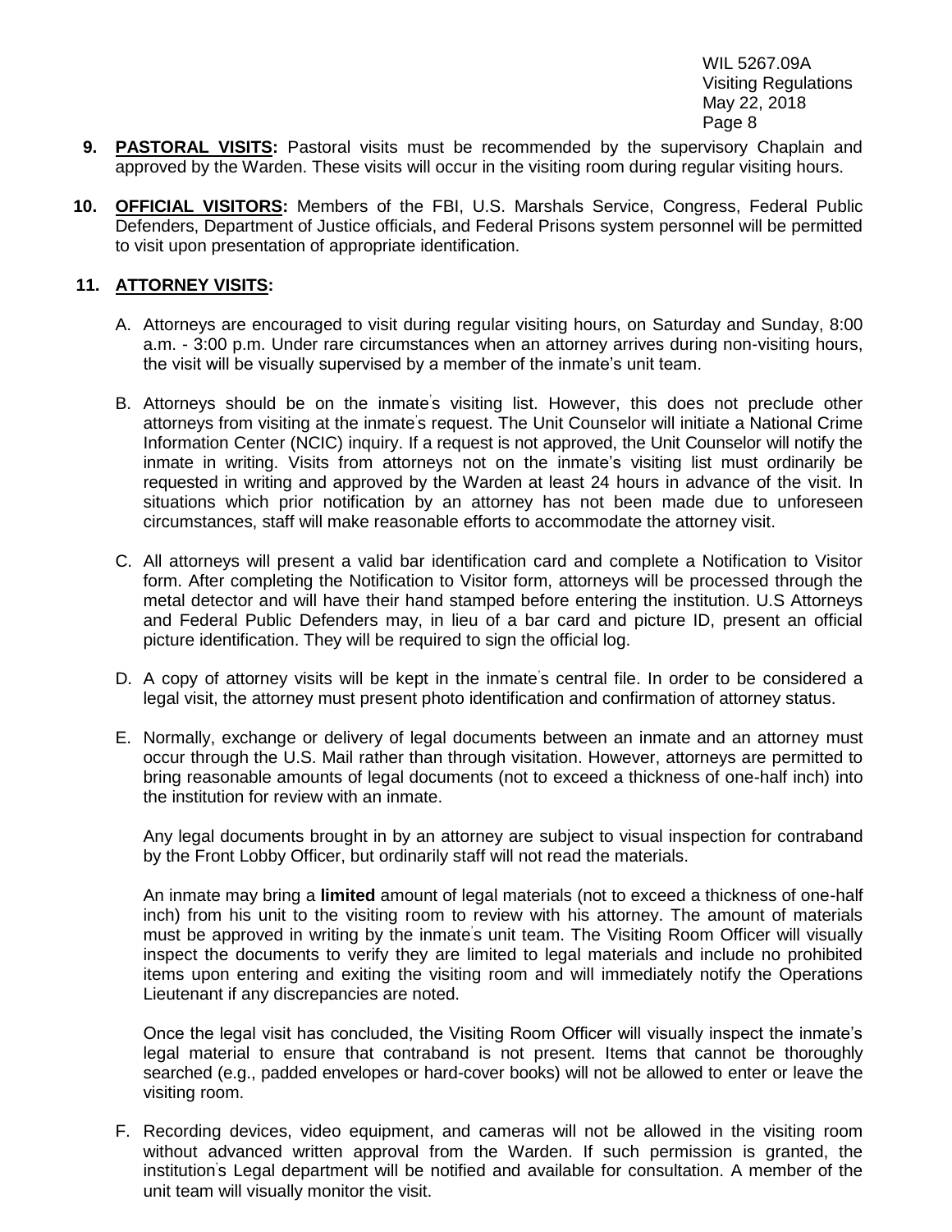9. **PASTORAL VISITS:** Pastoral visits must be recommended by the supervisory Chaplain and approved by the Warden. These visits will occur in the visiting room during regular visiting hours.

10. **OFFICIAL VISITORS:** Members of the FBI, U.S. Marshals Service, Congress, Federal Public Defenders, Department of Justice officials, and Federal Prisons system personnel will be permitted to visit upon presentation of appropriate identification.

11. **ATTORNEY VISITS:**

    A. Attorneys are encouraged to visit during regular visiting hours, on Saturday and Sunday, 8:00 a.m. - 3:00 p.m. Under rare circumstances when an attorney arrives during non-visiting hours, the visit will be visually supervised by a member of the inmate's unit team.

    B. Attorneys should be on the inmate's visiting list. However, this does not preclude other attorneys from visiting at the inmate's request. The Unit Counselor will initiate a National Crime Information Center (NCIC) inquiry. If a request is not approved, the Unit Counselor will notify the inmate in writing. Visits from attorneys not on the inmate's visiting list must ordinarily be requested in writing and approved by the Warden at least 24 hours in advance of the visit. In situations which prior notification by an attorney has not been made due to unforeseen circumstances, staff will make reasonable efforts to accommodate the attorney visit.

    C. All attorneys will present a valid bar identification card and complete a Notification to Visitor form. After completing the Notification to Visitor form, attorneys will be processed through the metal detector and will have their hand stamped before entering the institution. U.S Attorneys and Federal Public Defenders may, in lieu of a bar card and picture ID, present an official picture identification. They will be required to sign the official log.

    D. A copy of attorney visits will be kept in the inmate's central file. In order to be considered a legal visit, the attorney must present photo identification and confirmation of attorney status.

    E. Normally, exchange or delivery of legal documents between an inmate and an attorney must occur through the U.S. Mail rather than through visitation. However, attorneys are permitted to bring reasonable amounts of legal documents (not to exceed a thickness of one-half inch) into the institution for review with an inmate.

       Any legal documents brought in by an attorney are subject to visual inspection for contraband by the Front Lobby Officer, but ordinarily staff will not read the materials.

       An inmate may bring a **limited** amount of legal materials (not to exceed a thickness of one-half inch) from his unit to the visiting room to review with his attorney. The amount of materials must be approved in writing by the inmate's unit team. The Visiting Room Officer will visually inspect the documents to verify they are limited to legal materials and include no prohibited items upon entering and exiting the visiting room and will immediately notify the Operations Lieutenant if any discrepancies are noted.

       Once the legal visit has concluded, the Visiting Room Officer will visually inspect the inmate's legal material to ensure that contraband is not present. Items that cannot be thoroughly searched (e.g., padded envelopes or hard-cover books) will not be allowed to enter or leave the visiting room.

    F. Recording devices, video equipment, and cameras will not be allowed in the visiting room without advanced written approval from the Warden. If such permission is granted, the institution's Legal department will be notified and available for consultation. A member of the unit team will visually monitor the visit.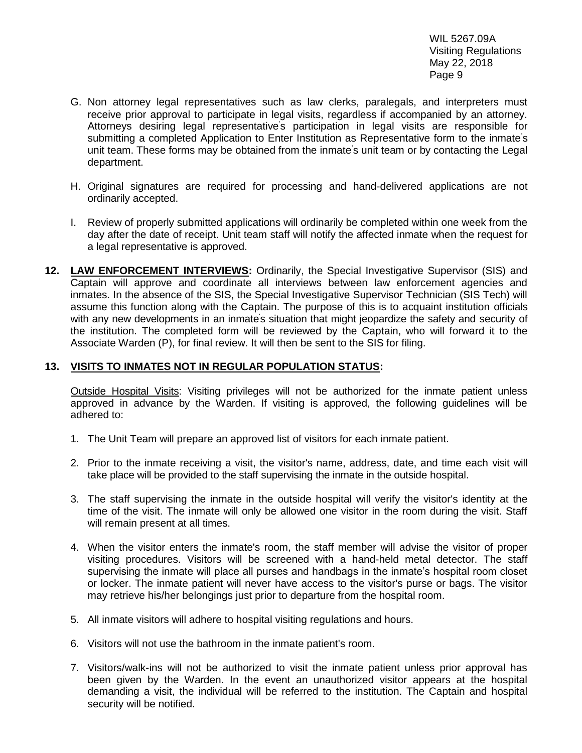G. Non attorney legal representatives such as law clerks, paralegals, and interpreters must receive prior approval to participate in legal visits, regardless if accompanied by an attorney. Attorneys desiring legal representative's participation in legal visits are responsible for submitting a completed Application to Enter Institution as Representative form to the inmate's unit team. These forms may be obtained from the inmate's unit team or by contacting the Legal department.

H. Original signatures are required for processing and hand-delivered applications are not ordinarily accepted.

I. Review of properly submitted applications will ordinarily be completed within one week from the day after the date of receipt. Unit team staff will notify the affected inmate when the request for a legal representative is approved.

**12. <u>LAW ENFORCEMENT INTERVIEWS</u>:** Ordinarily, the Special Investigative Supervisor (SIS) and Captain will approve and coordinate all interviews between law enforcement agencies and inmates. In the absence of the SIS, the Special Investigative Supervisor Technician (SIS Tech) will assume this function along with the Captain. The purpose of this is to acquaint institution officials with any new developments in an inmate's situation that might jeopardize the safety and security of the institution. The completed form will be reviewed by the Captain, who will forward it to the Associate Warden (P), for final review. It will then be sent to the SIS for filing.

**13. <u>VISITS TO INMATES NOT IN REGULAR POPULATION STATUS</u>:**

<u>Outside Hospital Visits</u>: Visiting privileges will not be authorized for the inmate patient unless approved in advance by the Warden. If visiting is approved, the following guidelines will be adhered to:

1. The Unit Team will prepare an approved list of visitors for each inmate patient.

2. Prior to the inmate receiving a visit, the visitor's name, address, date, and time each visit will take place will be provided to the staff supervising the inmate in the outside hospital.

3. The staff supervising the inmate in the outside hospital will verify the visitor's identity at the time of the visit. The inmate will only be allowed one visitor in the room during the visit. Staff will remain present at all times.

4. When the visitor enters the inmate's room, the staff member will advise the visitor of proper visiting procedures. Visitors will be screened with a hand-held metal detector. The staff supervising the inmate will place all purses and handbags in the inmate's hospital room closet or locker. The inmate patient will never have access to the visitor's purse or bags. The visitor may retrieve his/her belongings just prior to departure from the hospital room.

5. All inmate visitors will adhere to hospital visiting regulations and hours.

6. Visitors will not use the bathroom in the inmate patient's room.

7. Visitors/walk-ins will not be authorized to visit the inmate patient unless prior approval has been given by the Warden. In the event an unauthorized visitor appears at the hospital demanding a visit, the individual will be referred to the institution. The Captain and hospital security will be notified.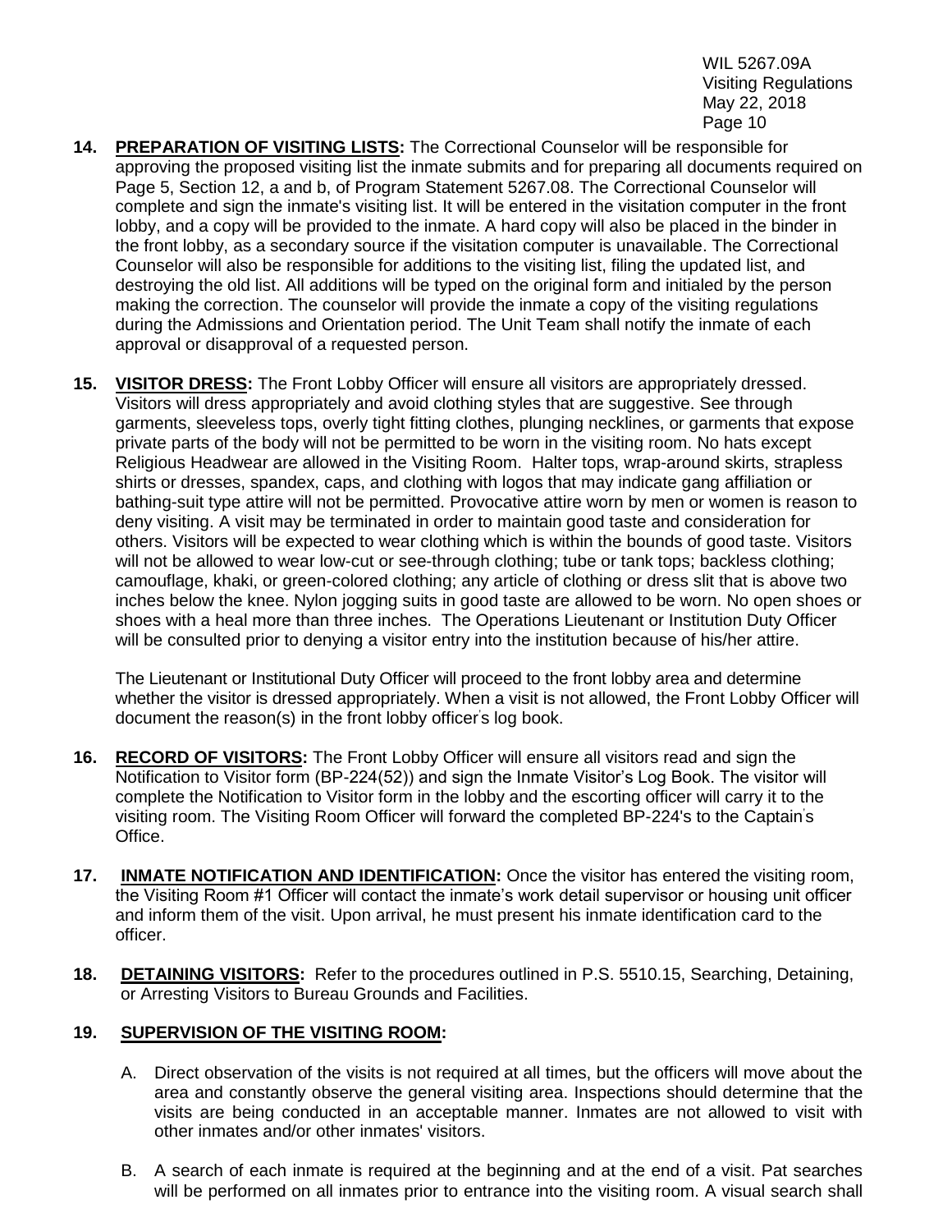**14. PREPARATION OF VISITING LISTS:** The Correctional Counselor will be responsible for approving the proposed visiting list the inmate submits and for preparing all documents required on Page 5, Section 12, a and b, of Program Statement 5267.08. The Correctional Counselor will complete and sign the inmate's visiting list. It will be entered in the visitation computer in the front lobby, and a copy will be provided to the inmate. A hard copy will also be placed in the binder in the front lobby, as a secondary source if the visitation computer is unavailable. The Correctional Counselor will also be responsible for additions to the visiting list, filing the updated list, and destroying the old list. All additions will be typed on the original form and initialed by the person making the correction. The counselor will provide the inmate a copy of the visiting regulations during the Admissions and Orientation period. The Unit Team shall notify the inmate of each approval or disapproval of a requested person.

**15. VISITOR DRESS:** The Front Lobby Officer will ensure all visitors are appropriately dressed. Visitors will dress appropriately and avoid clothing styles that are suggestive. See through garments, sleeveless tops, overly tight fitting clothes, plunging necklines, or garments that expose private parts of the body will not be permitted to be worn in the visiting room. No hats except Religious Headwear are allowed in the Visiting Room. Halter tops, wrap-around skirts, strapless shirts or dresses, spandex, caps, and clothing with logos that may indicate gang affiliation or bathing-suit type attire will not be permitted. Provocative attire worn by men or women is reason to deny visiting. A visit may be terminated in order to maintain good taste and consideration for others. Visitors will be expected to wear clothing which is within the bounds of good taste. Visitors will not be allowed to wear low-cut or see-through clothing; tube or tank tops; backless clothing; camouflage, khaki, or green-colored clothing; any article of clothing or dress slit that is above two inches below the knee. Nylon jogging suits in good taste are allowed to be worn. No open shoes or shoes with a heal more than three inches. The Operations Lieutenant or Institution Duty Officer will be consulted prior to denying a visitor entry into the institution because of his/her attire.

The Lieutenant or Institutional Duty Officer will proceed to the front lobby area and determine whether the visitor is dressed appropriately. When a visit is not allowed, the Front Lobby Officer will document the reason(s) in the front lobby officer's log book.

**16. RECORD OF VISITORS:** The Front Lobby Officer will ensure all visitors read and sign the Notification to Visitor form (BP-224(52)) and sign the Inmate Visitor's Log Book. The visitor will complete the Notification to Visitor form in the lobby and the escorting officer will carry it to the visiting room. The Visiting Room Officer will forward the completed BP-224's to the Captain's Office.

**17. INMATE NOTIFICATION AND IDENTIFICATION:** Once the visitor has entered the visiting room, the Visiting Room #1 Officer will contact the inmate's work detail supervisor or housing unit officer and inform them of the visit. Upon arrival, he must present his inmate identification card to the officer.

**18. DETAINING VISITORS:** Refer to the procedures outlined in P.S. 5510.15, Searching, Detaining, or Arresting Visitors to Bureau Grounds and Facilities.

**19. SUPERVISION OF THE VISITING ROOM:**

A. Direct observation of the visits is not required at all times, but the officers will move about the area and constantly observe the general visiting area. Inspections should determine that the visits are being conducted in an acceptable manner. Inmates are not allowed to visit with other inmates and/or other inmates' visitors.

B. A search of each inmate is required at the beginning and at the end of a visit. Pat searches will be performed on all inmates prior to entrance into the visiting room. A visual search shall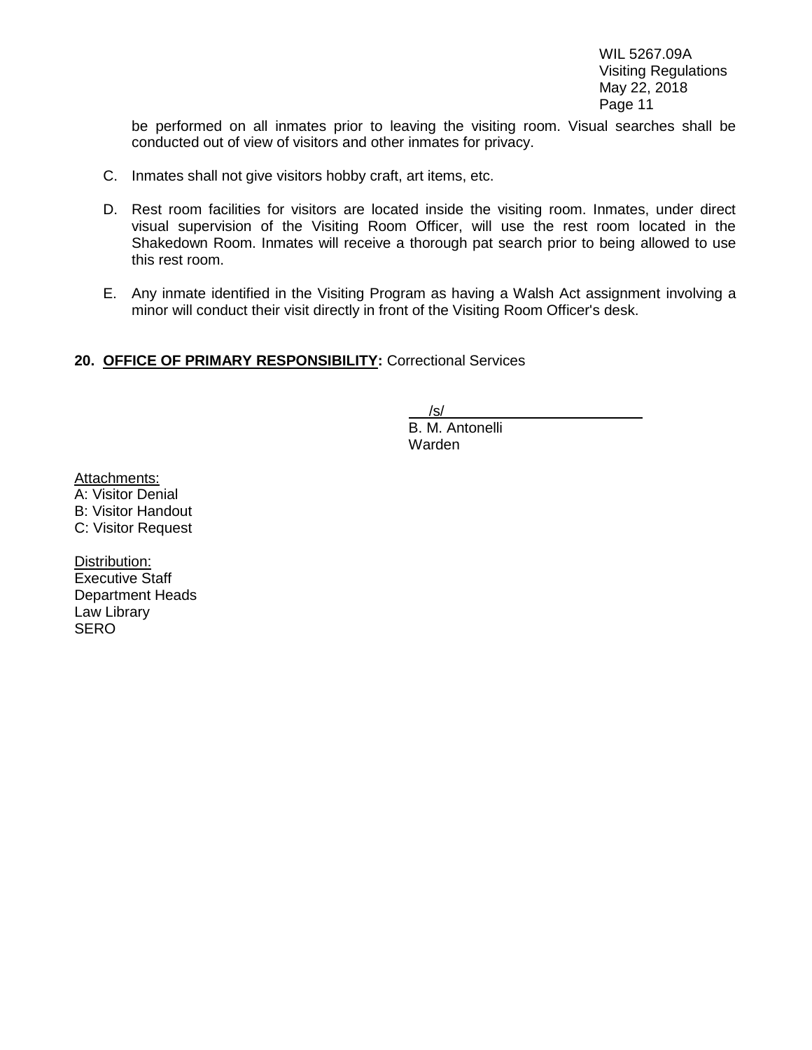be performed on all inmates prior to leaving the visiting room. Visual searches shall be conducted out of view of visitors and other inmates for privacy.

C. Inmates shall not give visitors hobby craft, art items, etc.

D. Rest room facilities for visitors are located inside the visiting room. Inmates, under direct visual supervision of the Visiting Room Officer, will use the rest room located in the Shakedown Room. Inmates will receive a thorough pat search prior to being allowed to use this rest room.

E. Any inmate identified in the Visiting Program as having a Walsh Act assignment involving a minor will conduct their visit directly in front of the Visiting Room Officer's desk.

**20. <u>OFFICE OF PRIMARY RESPONSIBILITY</u>:** Correctional Services

/s/
B. M. Antonelli
Warden

<u>Attachments:</u>
A: Visitor Denial
B: Visitor Handout
C: Visitor Request

<u>Distribution:</u>
Executive Staff
Department Heads
Law Library
SERO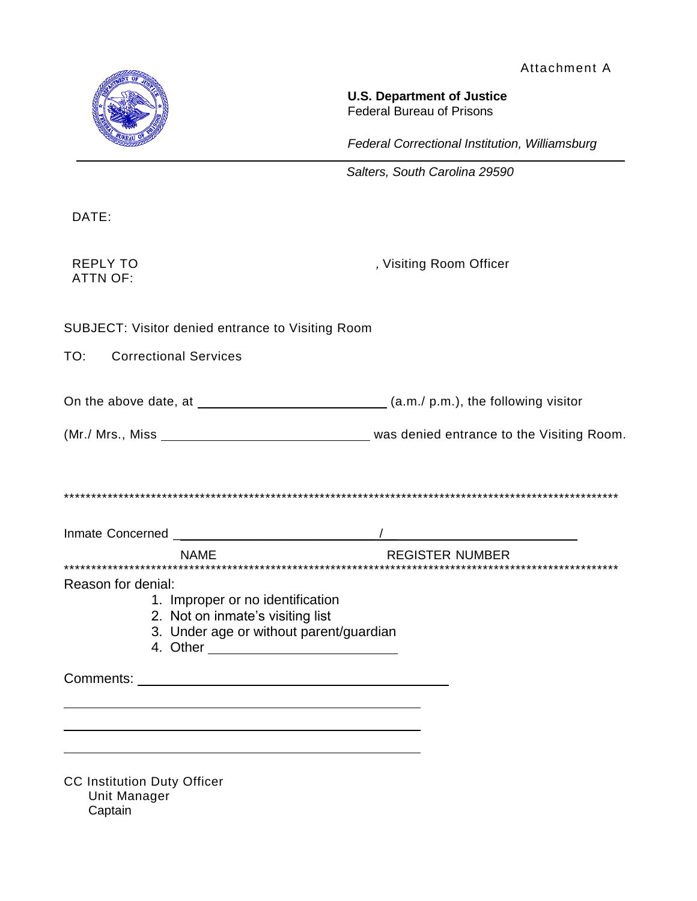Attachment A

**U.S. Department of Justice**
Federal Bureau of Prisons

*Federal Correctional Institution, Williamsburg*

*Salters, South Carolina 29590*

DATE:

REPLY TO
ATTN OF: , Visiting Room Officer

SUBJECT: Visitor denied entrance to Visiting Room

TO: Correctional Services

On the above date, at ____________________ (a.m./ p.m.), the following visitor

(Mr./ Mrs., Miss ____________________ was denied entrance to the Visiting Room.

**********************************************************************************************************

Inmate Concerned ____________________/____________________

NAME REGISTER NUMBER

**********************************************************************************************************

Reason for denial:

1. Improper or no identification
2. Not on inmate's visiting list
3. Under age or without parent/guardian
4. Other ____________________

Comments: ____________________

____________________

____________________

____________________

CC Institution Duty Officer
Unit Manager
Captain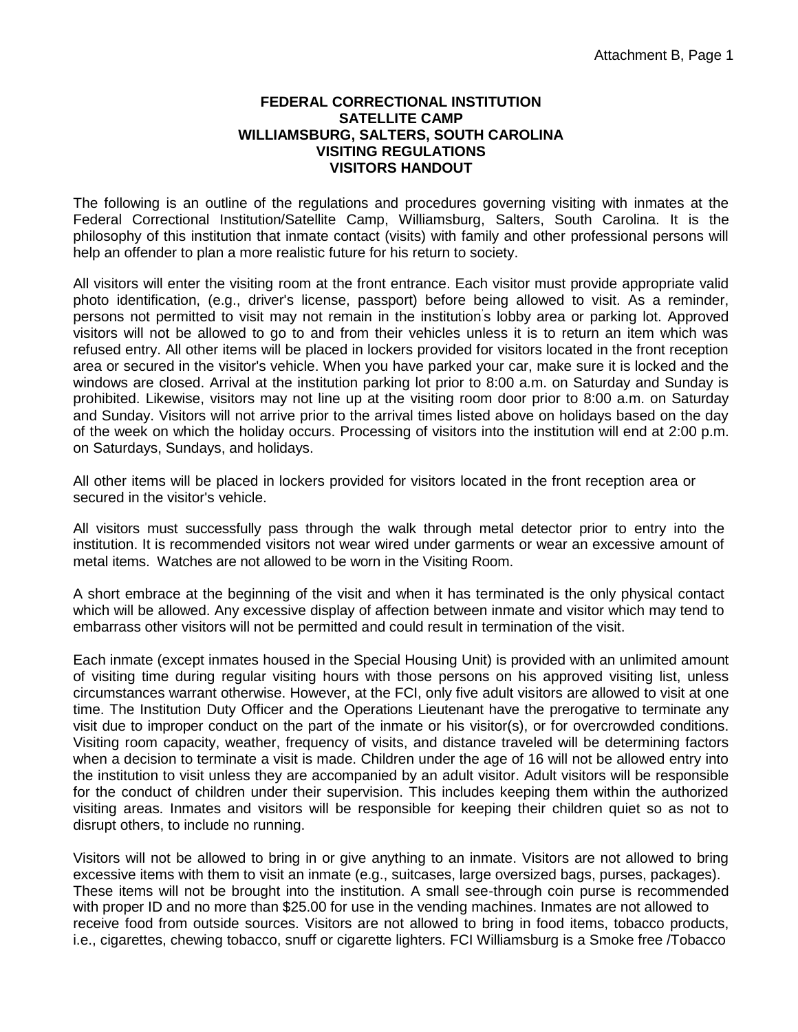**FEDERAL CORRECTIONAL INSTITUTION**
**SATELLITE CAMP**
**WILLIAMSBURG, SALTERS, SOUTH CAROLINA**
**VISITING REGULATIONS**
**VISITORS HANDOUT**

The following is an outline of the regulations and procedures governing visiting with inmates at the Federal Correctional Institution/Satellite Camp, Williamsburg, Salters, South Carolina. It is the philosophy of this institution that inmate contact (visits) with family and other professional persons will help an offender to plan a more realistic future for his return to society.

All visitors will enter the visiting room at the front entrance. Each visitor must provide appropriate valid photo identification, (e.g., driver's license, passport) before being allowed to visit. As a reminder, persons not permitted to visit may not remain in the institution's lobby area or parking lot. Approved visitors will not be allowed to go to and from their vehicles unless it is to return an item which was refused entry. All other items will be placed in lockers provided for visitors located in the front reception area or secured in the visitor's vehicle. When you have parked your car, make sure it is locked and the windows are closed. Arrival at the institution parking lot prior to 8:00 a.m. on Saturday and Sunday is prohibited. Likewise, visitors may not line up at the visiting room door prior to 8:00 a.m. on Saturday and Sunday. Visitors will not arrive prior to the arrival times listed above on holidays based on the day of the week on which the holiday occurs. Processing of visitors into the institution will end at 2:00 p.m. on Saturdays, Sundays, and holidays.

All other items will be placed in lockers provided for visitors located in the front reception area or secured in the visitor's vehicle.

All visitors must successfully pass through the walk through metal detector prior to entry into the institution. It is recommended visitors not wear wired under garments or wear an excessive amount of metal items. Watches are not allowed to be worn in the Visiting Room.

A short embrace at the beginning of the visit and when it has terminated is the only physical contact which will be allowed. Any excessive display of affection between inmate and visitor which may tend to embarrass other visitors will not be permitted and could result in termination of the visit.

Each inmate (except inmates housed in the Special Housing Unit) is provided with an unlimited amount of visiting time during regular visiting hours with those persons on his approved visiting list, unless circumstances warrant otherwise. However, at the FCI, only five adult visitors are allowed to visit at one time. The Institution Duty Officer and the Operations Lieutenant have the prerogative to terminate any visit due to improper conduct on the part of the inmate or his visitor(s), or for overcrowded conditions. Visiting room capacity, weather, frequency of visits, and distance traveled will be determining factors when a decision to terminate a visit is made. Children under the age of 16 will not be allowed entry into the institution to visit unless they are accompanied by an adult visitor. Adult visitors will be responsible for the conduct of children under their supervision. This includes keeping them within the authorized visiting areas. Inmates and visitors will be responsible for keeping their children quiet so as not to disrupt others, to include no running.

Visitors will not be allowed to bring in or give anything to an inmate. Visitors are not allowed to bring excessive items with them to visit an inmate (e.g., suitcases, large oversized bags, purses, packages). These items will not be brought into the institution. A small see-through coin purse is recommended with proper ID and no more than $25.00 for use in the vending machines. Inmates are not allowed to receive food from outside sources. Visitors are not allowed to bring in food items, tobacco products, i.e., cigarettes, chewing tobacco, snuff or cigarette lighters. FCI Williamsburg is a Smoke free /Tobacco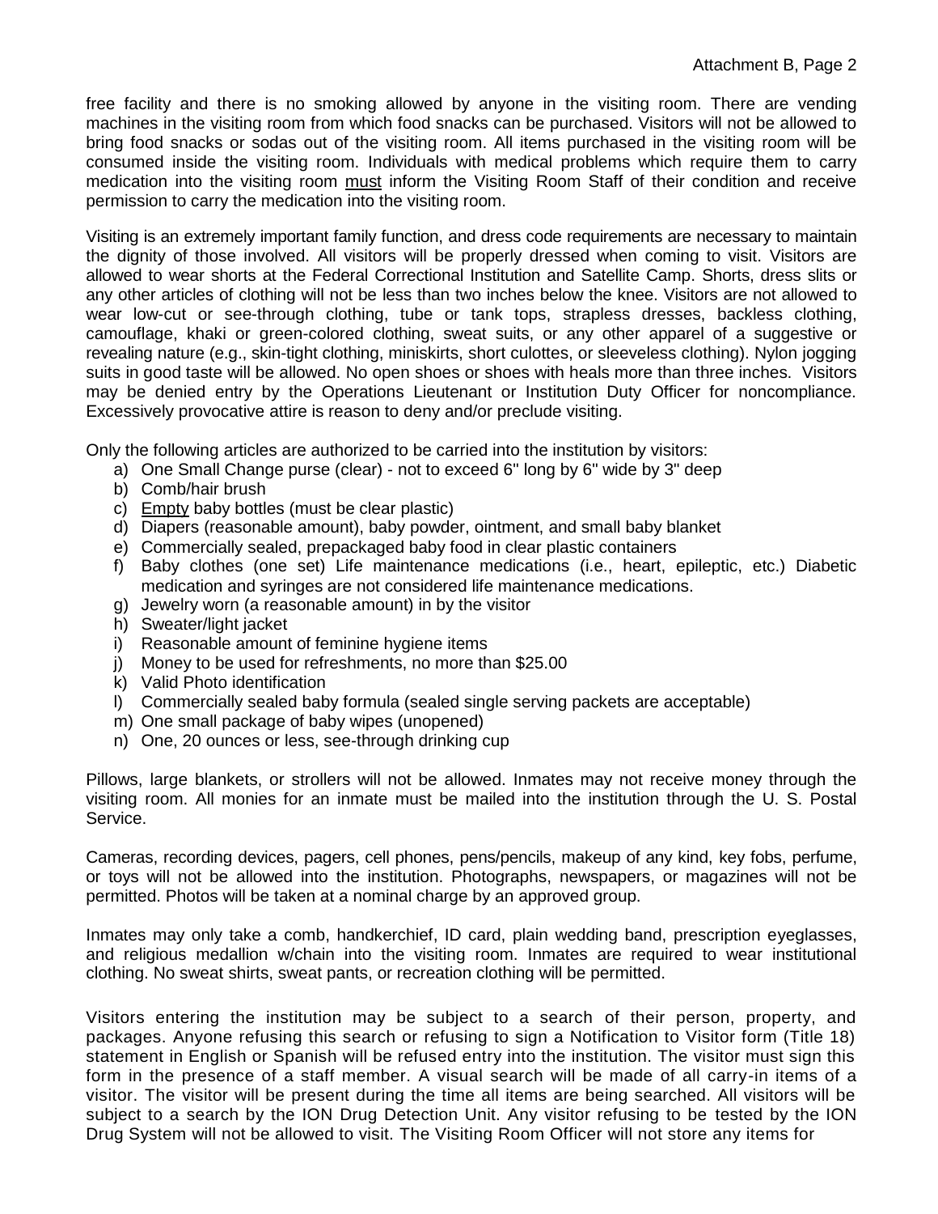free facility and there is no smoking allowed by anyone in the visiting room. There are vending machines in the visiting room from which food snacks can be purchased. Visitors will not be allowed to bring food snacks or sodas out of the visiting room. All items purchased in the visiting room will be consumed inside the visiting room. Individuals with medical problems which require them to carry medication into the visiting room must inform the Visiting Room Staff of their condition and receive permission to carry the medication into the visiting room.

Visiting is an extremely important family function, and dress code requirements are necessary to maintain the dignity of those involved. All visitors will be properly dressed when coming to visit. Visitors are allowed to wear shorts at the Federal Correctional Institution and Satellite Camp. Shorts, dress slits or any other articles of clothing will not be less than two inches below the knee. Visitors are not allowed to wear low-cut or see-through clothing, tube or tank tops, strapless dresses, backless clothing, camouflage, khaki or green-colored clothing, sweat suits, or any other apparel of a suggestive or revealing nature (e.g., skin-tight clothing, miniskirts, short culottes, or sleeveless clothing). Nylon jogging suits in good taste will be allowed. No open shoes or shoes with heals more than three inches. Visitors may be denied entry by the Operations Lieutenant or Institution Duty Officer for noncompliance. Excessively provocative attire is reason to deny and/or preclude visiting.

Only the following articles are authorized to be carried into the institution by visitors:

a) One Small Change purse (clear) - not to exceed 6" long by 6" wide by 3" deep
b) Comb/hair brush
c) Empty baby bottles (must be clear plastic)
d) Diapers (reasonable amount), baby powder, ointment, and small baby blanket
e) Commercially sealed, prepackaged baby food in clear plastic containers
f) Baby clothes (one set) Life maintenance medications (i.e., heart, epileptic, etc.) Diabetic medication and syringes are not considered life maintenance medications.
g) Jewelry worn (a reasonable amount) in by the visitor
h) Sweater/light jacket
i) Reasonable amount of feminine hygiene items
j) Money to be used for refreshments, no more than $25.00
k) Valid Photo identification
l) Commercially sealed baby formula (sealed single serving packets are acceptable)
m) One small package of baby wipes (unopened)
n) One, 20 ounces or less, see-through drinking cup

Pillows, large blankets, or strollers will not be allowed. Inmates may not receive money through the visiting room. All monies for an inmate must be mailed into the institution through the U. S. Postal Service.

Cameras, recording devices, pagers, cell phones, pens/pencils, makeup of any kind, key fobs, perfume, or toys will not be allowed into the institution. Photographs, newspapers, or magazines will not be permitted. Photos will be taken at a nominal charge by an approved group.

Inmates may only take a comb, handkerchief, ID card, plain wedding band, prescription eyeglasses, and religious medallion w/chain into the visiting room. Inmates are required to wear institutional clothing. No sweat shirts, sweat pants, or recreation clothing will be permitted.

Visitors entering the institution may be subject to a search of their person, property, and packages. Anyone refusing this search or refusing to sign a Notification to Visitor form (Title 18) statement in English or Spanish will be refused entry into the institution. The visitor must sign this form in the presence of a staff member. A visual search will be made of all carry-in items of a visitor. The visitor will be present during the time all items are being searched. All visitors will be subject to a search by the ION Drug Detection Unit. Any visitor refusing to be tested by the ION Drug System will not be allowed to visit. The Visiting Room Officer will not store any items for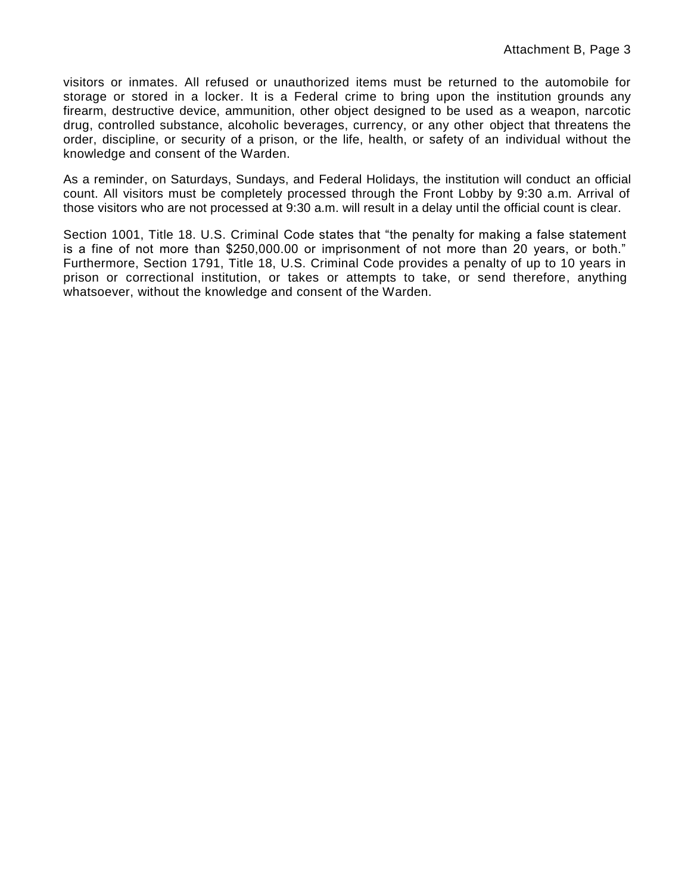visitors or inmates. All refused or unauthorized items must be returned to the automobile for storage or stored in a locker. It is a Federal crime to bring upon the institution grounds any firearm, destructive device, ammunition, other object designed to be used as a weapon, narcotic drug, controlled substance, alcoholic beverages, currency, or any other object that threatens the order, discipline, or security of a prison, or the life, health, or safety of an individual without the knowledge and consent of the Warden.

As a reminder, on Saturdays, Sundays, and Federal Holidays, the institution will conduct an official count. All visitors must be completely processed through the Front Lobby by 9:30 a.m. Arrival of those visitors who are not processed at 9:30 a.m. will result in a delay until the official count is clear.

Section 1001, Title 18. U.S. Criminal Code states that "the penalty for making a false statement is a fine of not more than $250,000.00 or imprisonment of not more than 20 years, or both." Furthermore, Section 1791, Title 18, U.S. Criminal Code provides a penalty of up to 10 years in prison or correctional institution, or takes or attempts to take, or send therefore, anything whatsoever, without the knowledge and consent of the Warden.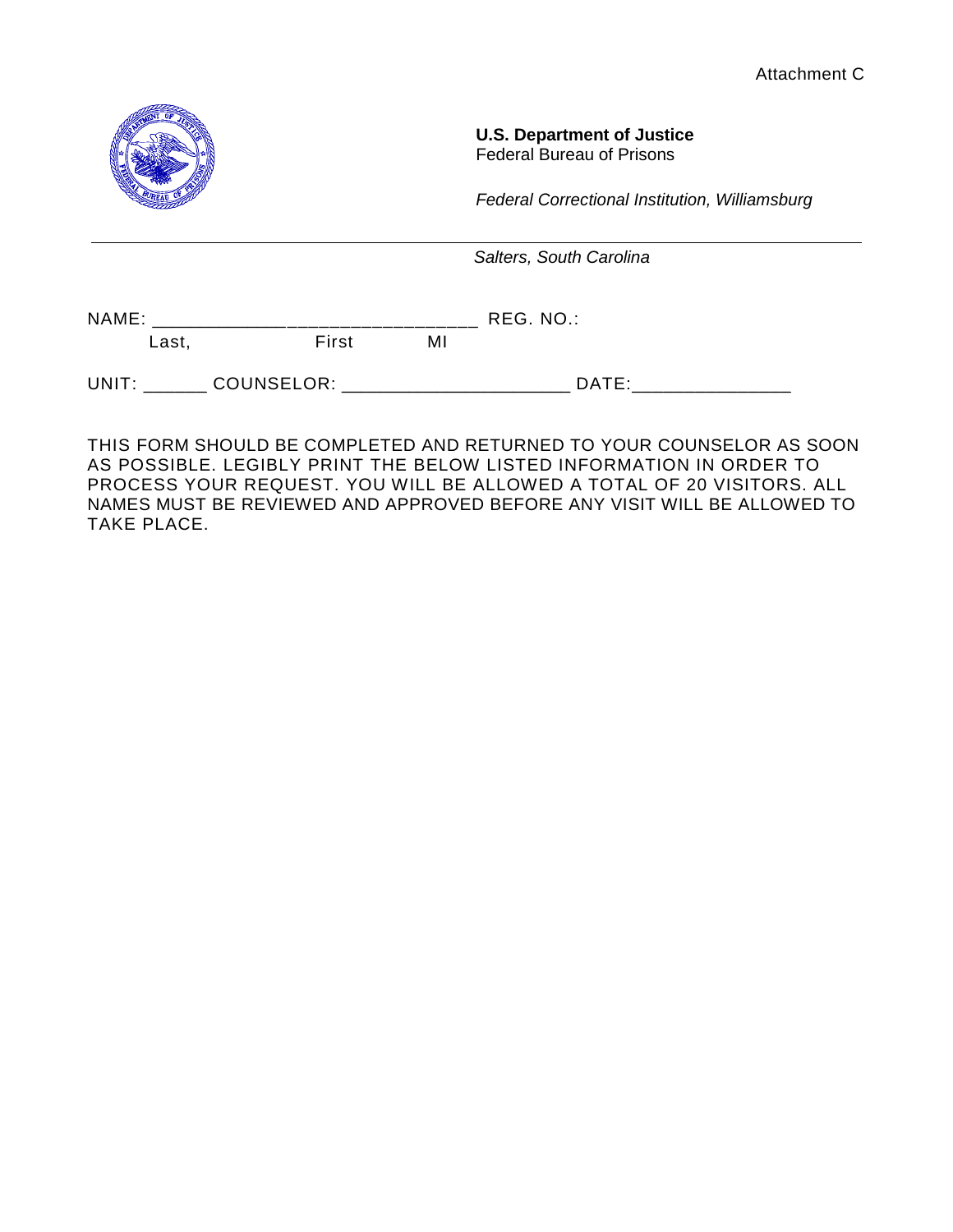Attachment C

**U.S. Department of Justice**
Federal Bureau of Prisons

*Federal Correctional Institution, Williamsburg*

---

*Salters, South Carolina*

NAME: ________________________________ REG. NO.:
Last, First MI

UNIT: ______ COUNSELOR: ______________________ DATE:________________

THIS FORM SHOULD BE COMPLETED AND RETURNED TO YOUR COUNSELOR AS SOON AS POSSIBLE. LEGIBLY PRINT THE BELOW LISTED INFORMATION IN ORDER TO PROCESS YOUR REQUEST. YOU WILL BE ALLOWED A TOTAL OF 20 VISITORS. ALL NAMES MUST BE REVIEWED AND APPROVED BEFORE ANY VISIT WILL BE ALLOWED TO TAKE PLACE.